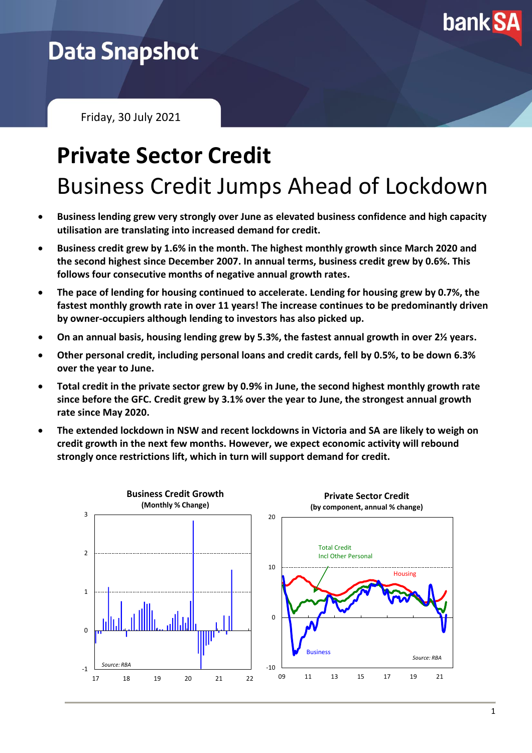# Data Snapshot

Friday, 30 July 2021

# Private Sector Credit

## Business Credit Jumps Ahead of Lockdown

- **Business lending grew very strongly over June as elevated business confidence and high capacity utilisation are translating into increased demand for credit.**
- **Business credit grew by 1.6% in the month. The highest monthly growth since March 2020 and the second highest since December 2007. In annual terms, business credit grew by 0.6%. This follows four consecutive months of negative annual growth rates.**
- **The pace of lending for housing continued to accelerate. Lending for housing grew by 0.7%, the fastest monthly growth rate in over 11 years! The increase continues to be predominantly driven by owner-occupiers although lending to investors has also picked up.**
- **On an annual basis, housing lending grew by 5.3%, the fastest annual growth in over 2½ years.**
- **Other personal credit, including personal loans and credit cards, fell by 0.5%, to be down 6.3% over the year to June.**
- **Total credit in the private sector grew by 0.9% in June, the second highest monthly growth rate since before the GFC. Credit grew by 3.1% over the year to June, the strongest annual growth rate since May 2020.**
- **The extended lockdown in NSW and recent lockdowns in Victoria and SA are likely to weigh on credit growth in the next few months. However, we expect economic activity will rebound strongly once restrictions lift, which in turn will support demand for credit.**

**Business Credit Growth**
**(Monthly % Change)**

Source: RBA

**Private Sector Credit**
**(by component, annual % change)**

Source: RBA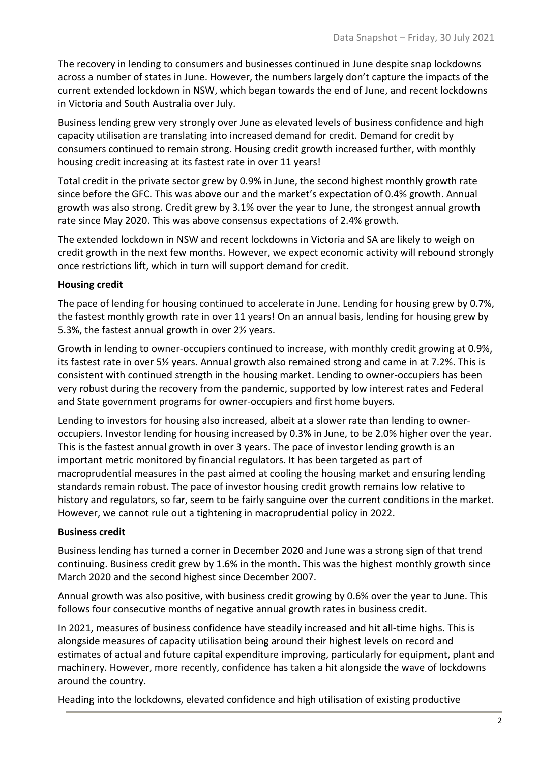The recovery in lending to consumers and businesses continued in June despite snap lockdowns across a number of states in June. However, the numbers largely don't capture the impacts of the current extended lockdown in NSW, which began towards the end of June, and recent lockdowns in Victoria and South Australia over July.

Business lending grew very strongly over June as elevated levels of business confidence and high capacity utilisation are translating into increased demand for credit. Demand for credit by consumers continued to remain strong. Housing credit growth increased further, with monthly housing credit increasing at its fastest rate in over 11 years!

Total credit in the private sector grew by 0.9% in June, the second highest monthly growth rate since before the GFC. This was above our and the market's expectation of 0.4% growth. Annual growth was also strong. Credit grew by 3.1% over the year to June, the strongest annual growth rate since May 2020. This was above consensus expectations of 2.4% growth.

The extended lockdown in NSW and recent lockdowns in Victoria and SA are likely to weigh on credit growth in the next few months. However, we expect economic activity will rebound strongly once restrictions lift, which in turn will support demand for credit.

**Housing credit**

The pace of lending for housing continued to accelerate in June. Lending for housing grew by 0.7%, the fastest monthly growth rate in over 11 years! On an annual basis, lending for housing grew by 5.3%, the fastest annual growth in over 2½ years.

Growth in lending to owner-occupiers continued to increase, with monthly credit growing at 0.9%, its fastest rate in over 5½ years. Annual growth also remained strong and came in at 7.2%. This is consistent with continued strength in the housing market. Lending to owner-occupiers has been very robust during the recovery from the pandemic, supported by low interest rates and Federal and State government programs for owner-occupiers and first home buyers.

Lending to investors for housing also increased, albeit at a slower rate than lending to owner-occupiers. Investor lending for housing increased by 0.3% in June, to be 2.0% higher over the year. This is the fastest annual growth in over 3 years. The pace of investor lending growth is an important metric monitored by financial regulators. It has been targeted as part of macroprudential measures in the past aimed at cooling the housing market and ensuring lending standards remain robust. The pace of investor housing credit growth remains low relative to history and regulators, so far, seem to be fairly sanguine over the current conditions in the market. However, we cannot rule out a tightening in macroprudential policy in 2022.

**Business credit**

Business lending has turned a corner in December 2020 and June was a strong sign of that trend continuing. Business credit grew by 1.6% in the month. This was the highest monthly growth since March 2020 and the second highest since December 2007.

Annual growth was also positive, with business credit growing by 0.6% over the year to June. This follows four consecutive months of negative annual growth rates in business credit.

In 2021, measures of business confidence have steadily increased and hit all-time highs. This is alongside measures of capacity utilisation being around their highest levels on record and estimates of actual and future capital expenditure improving, particularly for equipment, plant and machinery. However, more recently, confidence has taken a hit alongside the wave of lockdowns around the country.

Heading into the lockdowns, elevated confidence and high utilisation of existing productive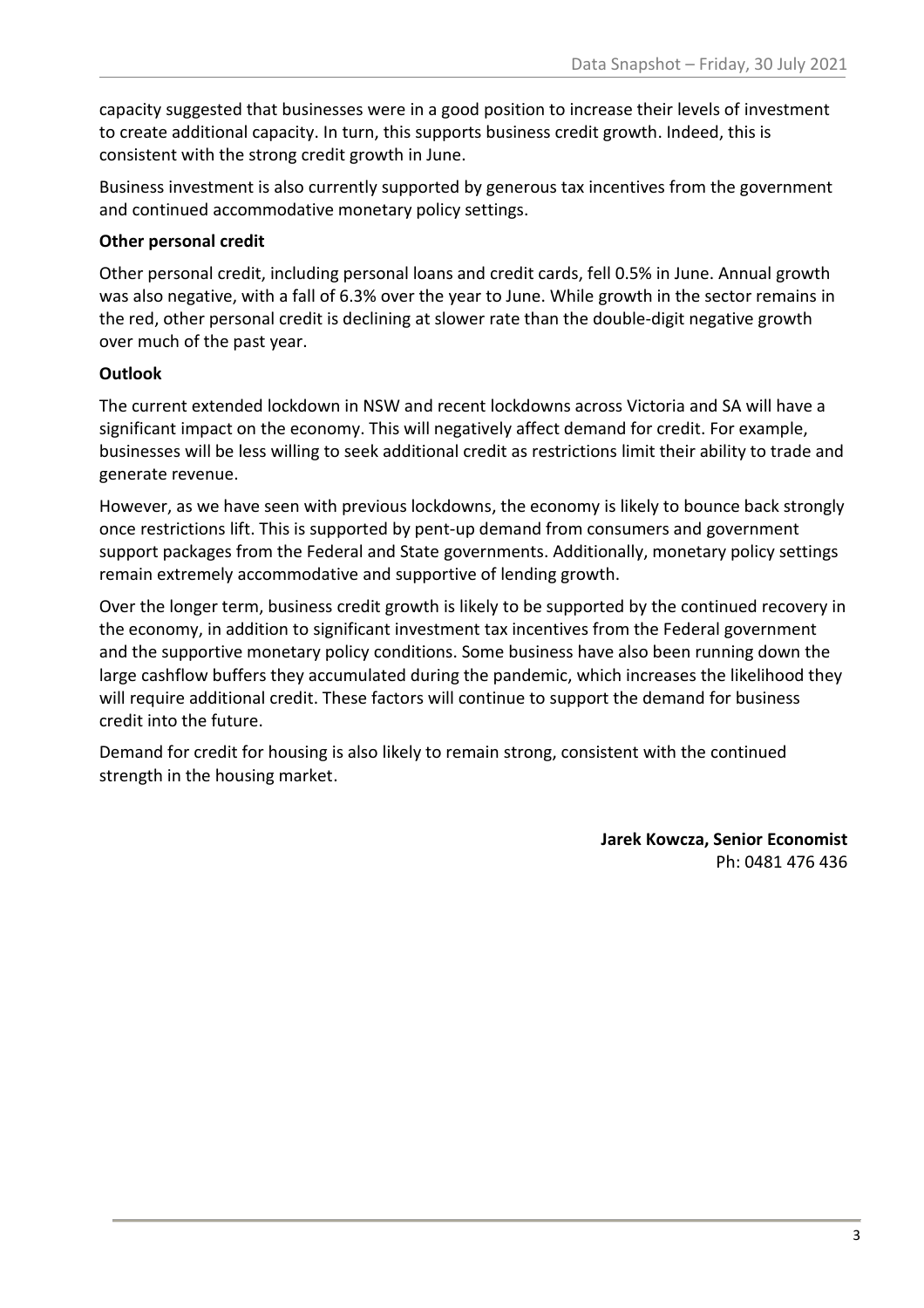capacity suggested that businesses were in a good position to increase their levels of investment to create additional capacity. In turn, this supports business credit growth. Indeed, this is consistent with the strong credit growth in June.

Business investment is also currently supported by generous tax incentives from the government and continued accommodative monetary policy settings.

**Other personal credit**

Other personal credit, including personal loans and credit cards, fell 0.5% in June. Annual growth was also negative, with a fall of 6.3% over the year to June. While growth in the sector remains in the red, other personal credit is declining at slower rate than the double-digit negative growth over much of the past year.

**Outlook**

The current extended lockdown in NSW and recent lockdowns across Victoria and SA will have a significant impact on the economy. This will negatively affect demand for credit. For example, businesses will be less willing to seek additional credit as restrictions limit their ability to trade and generate revenue.

However, as we have seen with previous lockdowns, the economy is likely to bounce back strongly once restrictions lift. This is supported by pent-up demand from consumers and government support packages from the Federal and State governments. Additionally, monetary policy settings remain extremely accommodative and supportive of lending growth.

Over the longer term, business credit growth is likely to be supported by the continued recovery in the economy, in addition to significant investment tax incentives from the Federal government and the supportive monetary policy conditions. Some business have also been running down the large cashflow buffers they accumulated during the pandemic, which increases the likelihood they will require additional credit. These factors will continue to support the demand for business credit into the future.

Demand for credit for housing is also likely to remain strong, consistent with the continued strength in the housing market.

**Jarek Kowcza, Senior Economist**
Ph: 0481 476 436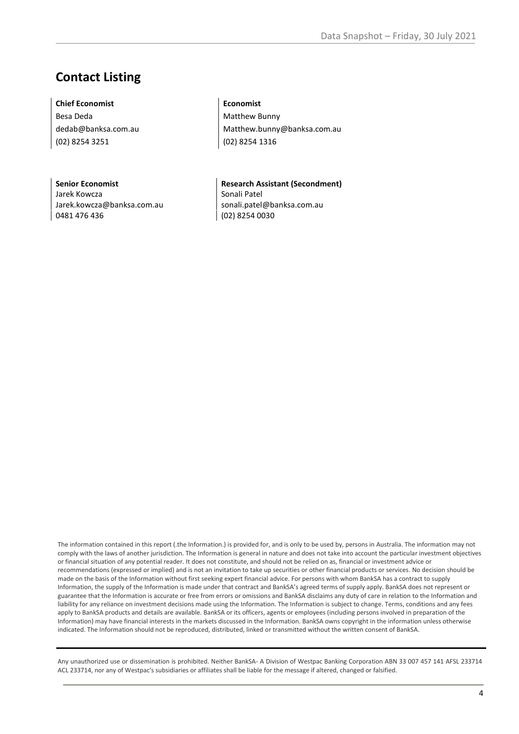## Contact Listing

**Chief Economist**
Besa Deda
dedab@banksa.com.au
(02) 8254 3251

**Economist**
Matthew Bunny
Matthew.bunny@banksa.com.au
(02) 8254 1316

**Senior Economist**
Jarek Kowcza
Jarek.kowcza@banksa.com.au
0481 476 436

**Research Assistant (Secondment)**
Sonali Patel
sonali.patel@banksa.com.au
(02) 8254 0030

The information contained in this report (.the Information.) is provided for, and is only to be used by, persons in Australia. The information may not comply with the laws of another jurisdiction. The Information is general in nature and does not take into account the particular investment objectives or financial situation of any potential reader. It does not constitute, and should not be relied on as, financial or investment advice or recommendations (expressed or implied) and is not an invitation to take up securities or other financial products or services. No decision should be made on the basis of the Information without first seeking expert financial advice. For persons with whom BankSA has a contract to supply Information, the supply of the Information is made under that contract and BankSA's agreed terms of supply apply. BankSA does not represent or guarantee that the Information is accurate or free from errors or omissions and BankSA disclaims any duty of care in relation to the Information and liability for any reliance on investment decisions made using the Information. The Information is subject to change. Terms, conditions and any fees apply to BankSA products and details are available. BankSA or its officers, agents or employees (including persons involved in preparation of the Information) may have financial interests in the markets discussed in the Information. BankSA owns copyright in the information unless otherwise indicated. The Information should not be reproduced, distributed, linked or transmitted without the written consent of BankSA.

Any unauthorized use or dissemination is prohibited. Neither BankSA- A Division of Westpac Banking Corporation ABN 33 007 457 141 AFSL 233714 ACL 233714, nor any of Westpac's subsidiaries or affiliates shall be liable for the message if altered, changed or falsified.